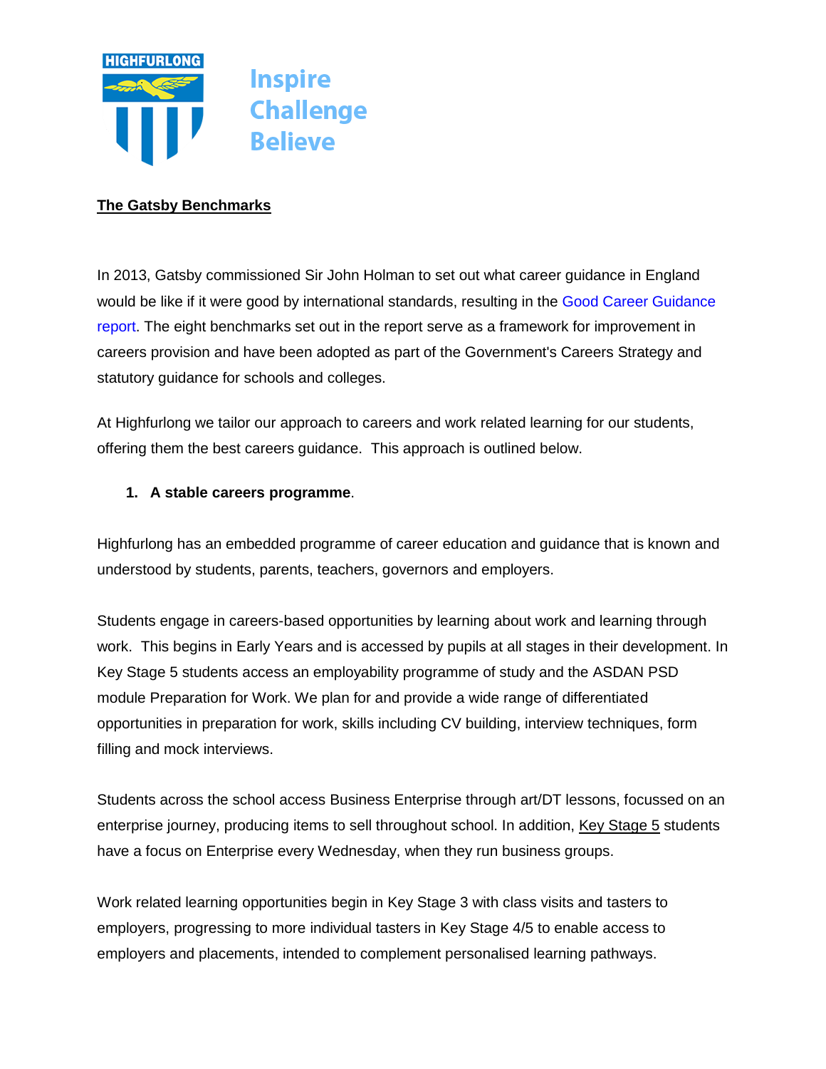HIGHFURLONG

Inspire
Challenge
Believe

## The Gatsby Benchmarks

In 2013, Gatsby commissioned Sir John Holman to set out what career guidance in England would be like if it were good by international standards, resulting in the Good Career Guidance report. The eight benchmarks set out in the report serve as a framework for improvement in careers provision and have been adopted as part of the Government's Careers Strategy and statutory guidance for schools and colleges.

At Highfurlong we tailor our approach to careers and work related learning for our students, offering them the best careers guidance. This approach is outlined below.

1. **A stable careers programme**.

Highfurlong has an embedded programme of career education and guidance that is known and understood by students, parents, teachers, governors and employers.

Students engage in careers-based opportunities by learning about work and learning through work. This begins in Early Years and is accessed by pupils at all stages in their development. In Key Stage 5 students access an employability programme of study and the ASDAN PSD module Preparation for Work. We plan for and provide a wide range of differentiated opportunities in preparation for work, skills including CV building, interview techniques, form filling and mock interviews.

Students across the school access Business Enterprise through art/DT lessons, focussed on an enterprise journey, producing items to sell throughout school. In addition, Key Stage 5 students have a focus on Enterprise every Wednesday, when they run business groups.

Work related learning opportunities begin in Key Stage 3 with class visits and tasters to employers, progressing to more individual tasters in Key Stage 4/5 to enable access to employers and placements, intended to complement personalised learning pathways.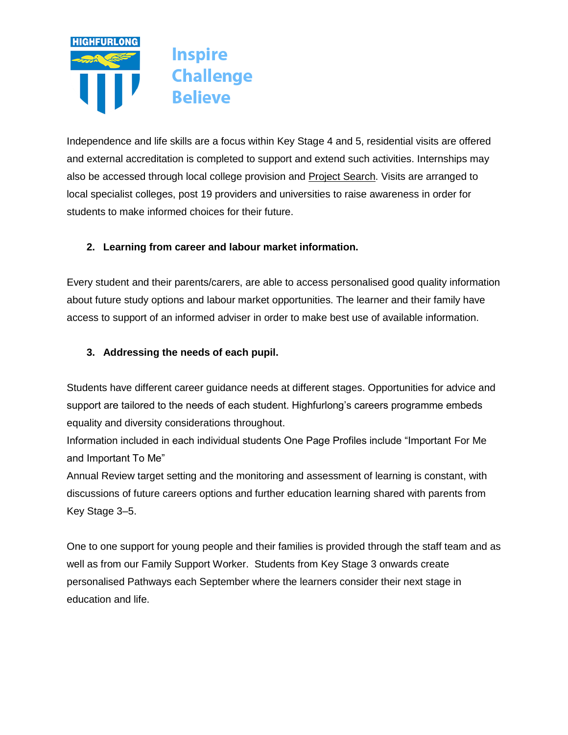Independence and life skills are a focus within Key Stage 4 and 5, residential visits are offered and external accreditation is completed to support and extend such activities. Internships may also be accessed through local college provision and Project Search. Visits are arranged to local specialist colleges, post 19 providers and universities to raise awareness in order for students to make informed choices for their future.

2. **Learning from career and labour market information.**

Every student and their parents/carers, are able to access personalised good quality information about future study options and labour market opportunities. The learner and their family have access to support of an informed adviser in order to make best use of available information.

3. **Addressing the needs of each pupil.**

Students have different career guidance needs at different stages. Opportunities for advice and support are tailored to the needs of each student. Highfurlong's careers programme embeds equality and diversity considerations throughout.
Information included in each individual students One Page Profiles include "Important For Me and Important To Me"
Annual Review target setting and the monitoring and assessment of learning is constant, with discussions of future careers options and further education learning shared with parents from Key Stage 3–5.

One to one support for young people and their families is provided through the staff team and as well as from our Family Support Worker. Students from Key Stage 3 onwards create personalised Pathways each September where the learners consider their next stage in education and life.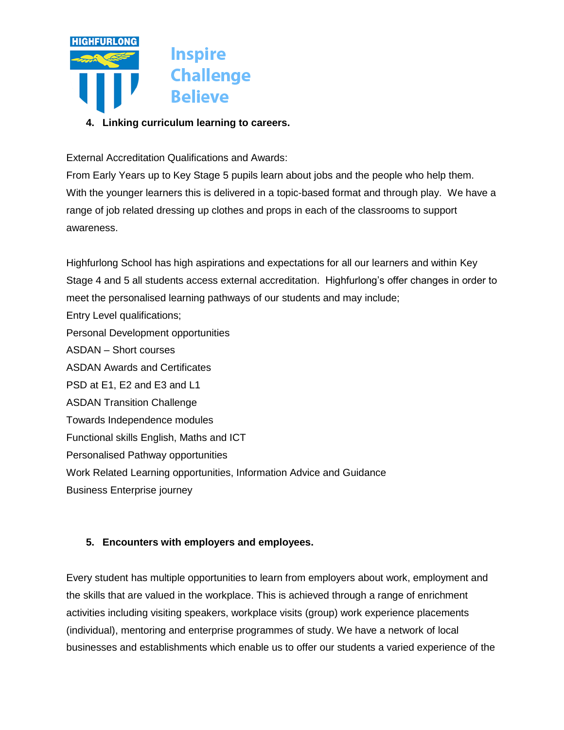## 4. Linking curriculum learning to careers.

External Accreditation Qualifications and Awards:
From Early Years up to Key Stage 5 pupils learn about jobs and the people who help them. With the younger learners this is delivered in a topic-based format and through play. We have a range of job related dressing up clothes and props in each of the classrooms to support awareness.

Highfurlong School has high aspirations and expectations for all our learners and within Key Stage 4 and 5 all students access external accreditation. Highfurlong's offer changes in order to meet the personalised learning pathways of our students and may include;
Entry Level qualifications;
Personal Development opportunities
ASDAN – Short courses
ASDAN Awards and Certificates
PSD at E1, E2 and E3 and L1
ASDAN Transition Challenge
Towards Independence modules
Functional skills English, Maths and ICT
Personalised Pathway opportunities
Work Related Learning opportunities, Information Advice and Guidance
Business Enterprise journey

## 5. Encounters with employers and employees.

Every student has multiple opportunities to learn from employers about work, employment and the skills that are valued in the workplace. This is achieved through a range of enrichment activities including visiting speakers, workplace visits (group) work experience placements (individual), mentoring and enterprise programmes of study. We have a network of local businesses and establishments which enable us to offer our students a varied experience of the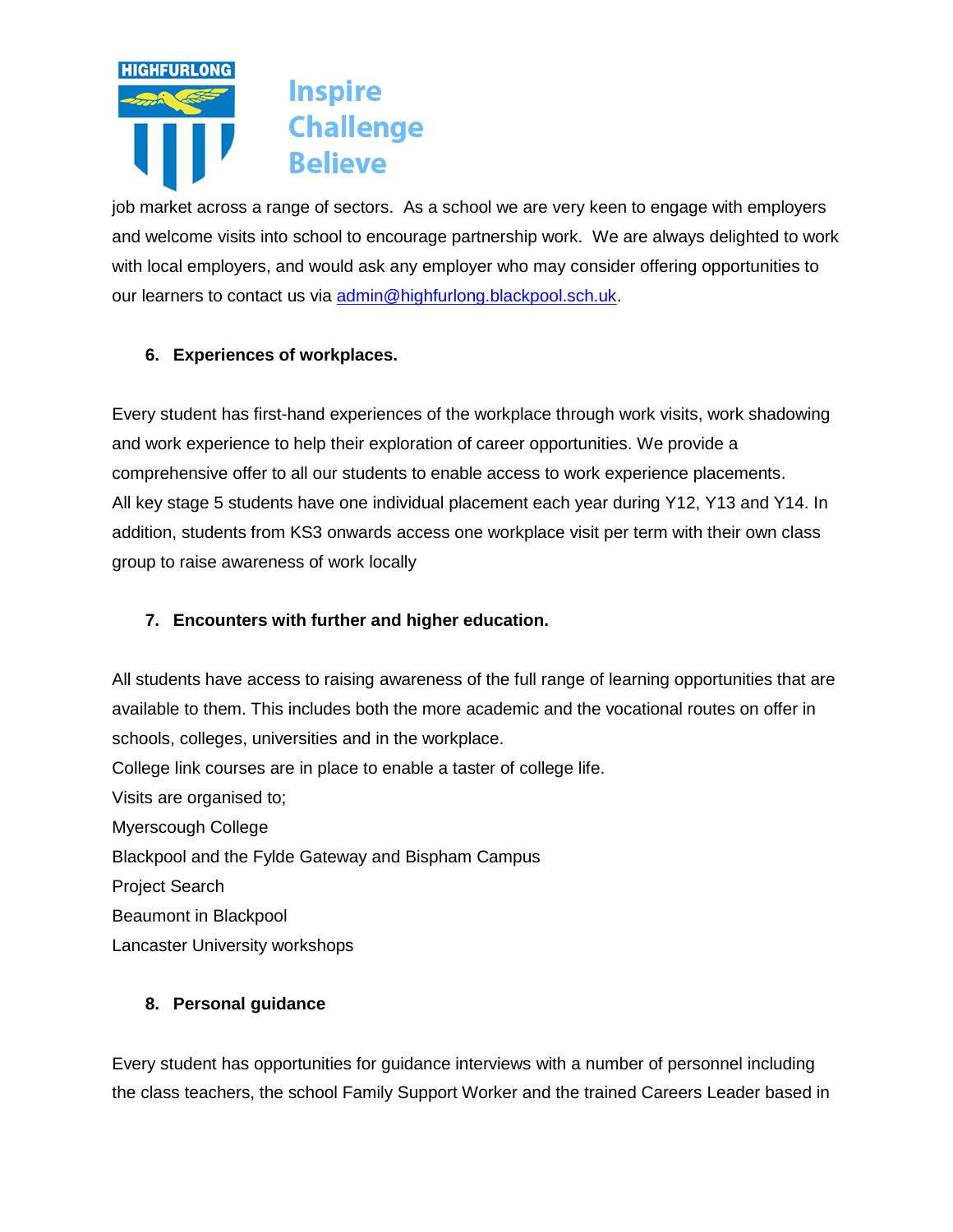job market across a range of sectors. As a school we are very keen to engage with employers and welcome visits into school to encourage partnership work. We are always delighted to work with local employers, and would ask any employer who may consider offering opportunities to our learners to contact us via [admin@highfurlong.blackpool.sch.uk](mailto:admin@highfurlong.blackpool.sch.uk).

## 6. Experiences of workplaces.

Every student has first-hand experiences of the workplace through work visits, work shadowing and work experience to help their exploration of career opportunities. We provide a comprehensive offer to all our students to enable access to work experience placements.
All key stage 5 students have one individual placement each year during Y12, Y13 and Y14. In addition, students from KS3 onwards access one workplace visit per term with their own class group to raise awareness of work locally

## 7. Encounters with further and higher education.

All students have access to raising awareness of the full range of learning opportunities that are available to them. This includes both the more academic and the vocational routes on offer in schools, colleges, universities and in the workplace.
College link courses are in place to enable a taster of college life.
Visits are organised to;
Myerscough College
Blackpool and the Fylde Gateway and Bispham Campus
Project Search
Beaumont in Blackpool
Lancaster University workshops

## 8. Personal guidance

Every student has opportunities for guidance interviews with a number of personnel including the class teachers, the school Family Support Worker and the trained Careers Leader based in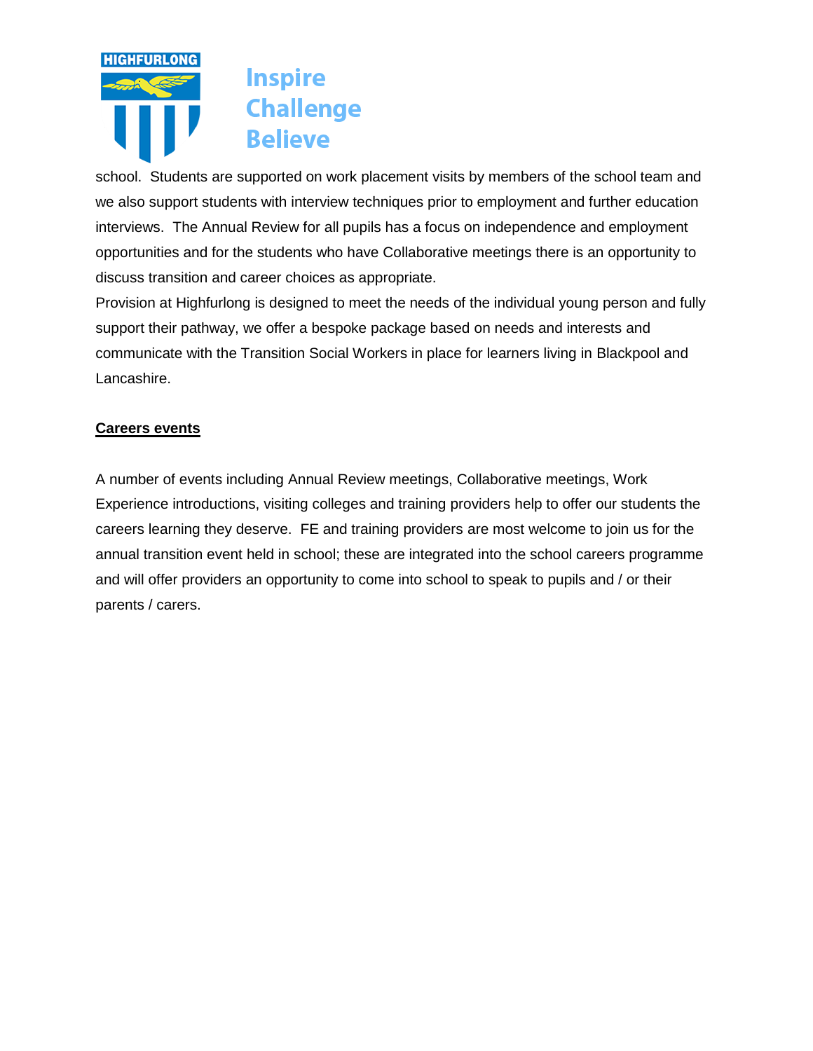school.  Students are supported on work placement visits by members of the school team and we also support students with interview techniques prior to employment and further education interviews.  The Annual Review for all pupils has a focus on independence and employment opportunities and for the students who have Collaborative meetings there is an opportunity to discuss transition and career choices as appropriate.

Provision at Highfurlong is designed to meet the needs of the individual young person and fully support their pathway, we offer a bespoke package based on needs and interests and communicate with the Transition Social Workers in place for learners living in Blackpool and Lancashire.

## Careers events

A number of events including Annual Review meetings, Collaborative meetings, Work Experience introductions, visiting colleges and training providers help to offer our students the careers learning they deserve.  FE and training providers are most welcome to join us for the annual transition event held in school; these are integrated into the school careers programme and will offer providers an opportunity to come into school to speak to pupils and / or their parents / carers.